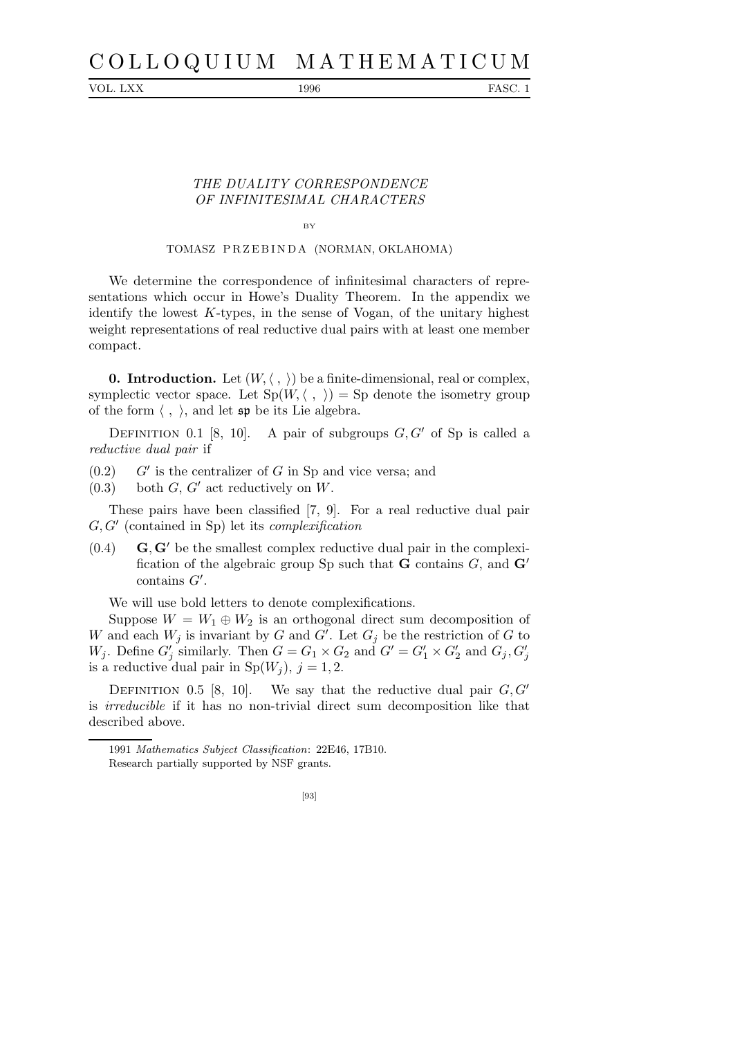# THE DUALITY CORRESPONDENCE OF INFINITESIMAL CHARACTERS

BY

TOMASZ PRZEBINDA (NORMAN, OKLAHOMA)

We determine the correspondence of infinitesimal characters of representations which occur in Howe's Duality Theorem. In the appendix we identify the lowest $K$-types, in the sense of Vogan, of the unitary highest weight representations of real reductive dual pairs with at least one member compact.

**0. Introduction.** Let $(W, \langle\ ,\ \rangle)$ be a finite-dimensional, real or complex, symplectic vector space. Let $\mathrm{Sp}(W, \langle\ ,\ \rangle) = \mathrm{Sp}$ denote the isometry group of the form $\langle\ ,\ \rangle$, and let $\mathfrak{sp}$ be its Lie algebra.

DEFINITION 0.1 [8, 10]. A pair of subgroups $G, G'$ of Sp is called a *reductive dual pair* if

(0.2) $G'$ is the centralizer of $G$ in Sp and vice versa; and

(0.3) both $G$, $G'$ act reductively on $W$.

These pairs have been classified [7, 9]. For a real reductive dual pair $G, G'$ (contained in Sp) let its *complexification*

(0.4) $\mathbf{G}, \mathbf{G}'$ be the smallest complex reductive dual pair in the complexification of the algebraic group Sp such that $\mathbf{G}$ contains $G$, and $\mathbf{G}'$ contains $G'$.

We will use bold letters to denote complexifications.

Suppose $W = W_1 \oplus W_2$ is an orthogonal direct sum decomposition of $W$ and each $W_j$ is invariant by $G$ and $G'$. Let $G_j$ be the restriction of $G$ to $W_j$. Define $G'_j$ similarly. Then $G = G_1 \times G_2$ and $G' = G'_1 \times G'_2$ and $G_j, G'_j$ is a reductive dual pair in $\mathrm{Sp}(W_j)$, $j = 1, 2$.

DEFINITION 0.5 [8, 10]. We say that the reductive dual pair $G, G'$ is *irreducible* if it has no non-trivial direct sum decomposition like that described above.

---

1991 *Mathematics Subject Classification*: 22E46, 17B10.

Research partially supported by NSF grants.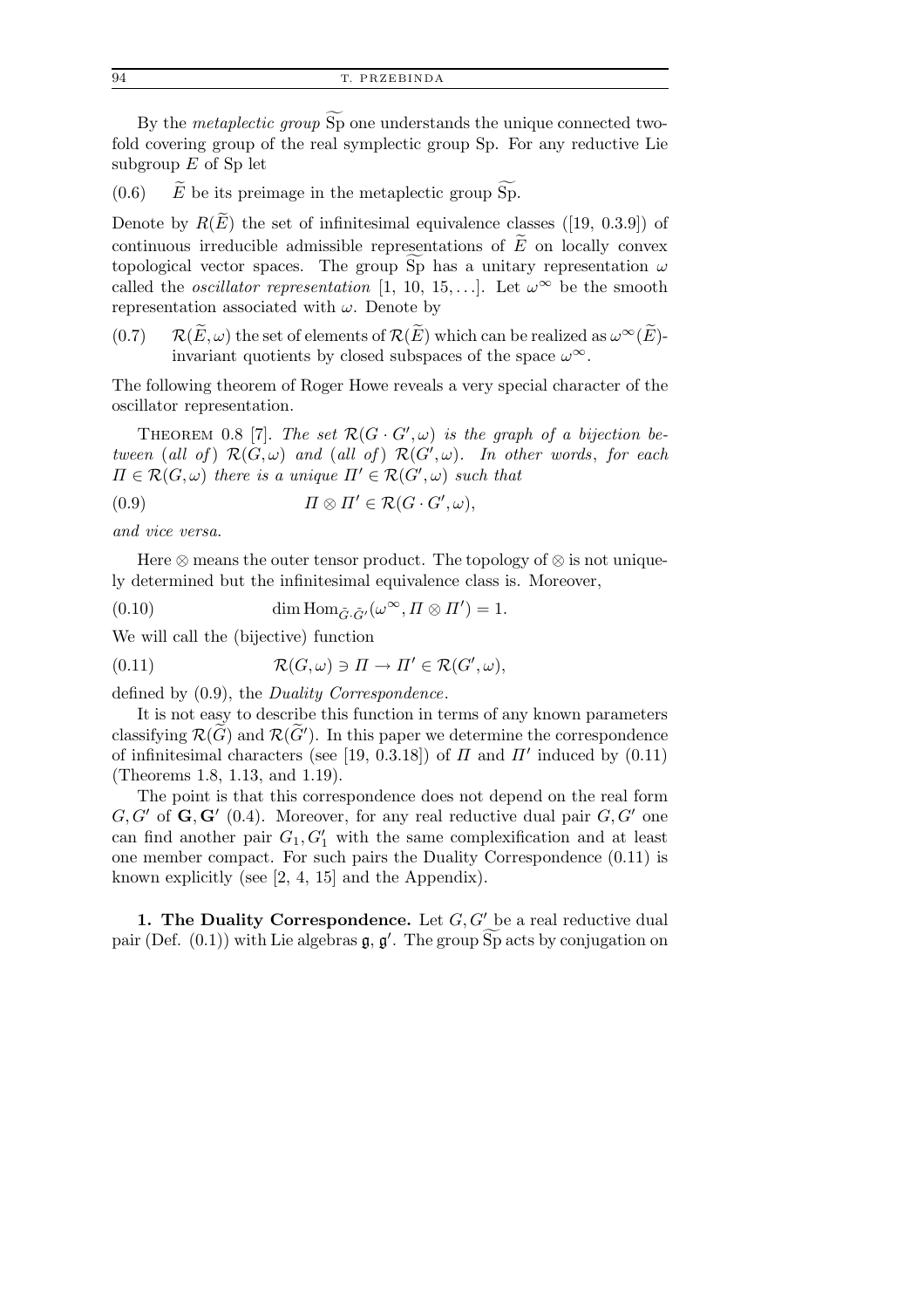By the *metaplectic group* $\widetilde{\mathrm{Sp}}$ one understands the unique connected two-fold covering group of the real symplectic group Sp. For any reductive Lie subgroup $E$ of Sp let

(0.6) $\widetilde{E}$ be its preimage in the metaplectic group $\widetilde{\mathrm{Sp}}$.

Denote by $R(\widetilde{E})$ the set of infinitesimal equivalence classes ([19, 0.3.9]) of continuous irreducible admissible representations of $\widetilde{E}$ on locally convex topological vector spaces. The group $\widetilde{\mathrm{Sp}}$ has a unitary representation $\omega$ called the *oscillator representation* [1, 10, 15, ...]. Let $\omega^\infty$ be the smooth representation associated with $\omega$. Denote by

(0.7) $\mathcal{R}(\widetilde{E}, \omega)$ the set of elements of $\mathcal{R}(\widetilde{E})$ which can be realized as $\omega^\infty(\widetilde{E})$-invariant quotients by closed subspaces of the space $\omega^\infty$.

The following theorem of Roger Howe reveals a very special character of the oscillator representation.

THEOREM 0.8 [7]. *The set $\mathcal{R}(G \cdot G', \omega)$ is the graph of a bijection between* (*all of*) *$\mathcal{R}(G, \omega)$ and* (*all of*) *$\mathcal{R}(G', \omega)$. In other words*, *for each $\Pi \in \mathcal{R}(G, \omega)$ there is a unique $\Pi' \in \mathcal{R}(G', \omega)$ such that*

$$\Pi \otimes \Pi' \in \mathcal{R}(G \cdot G', \omega), \tag{0.9}$$

*and vice versa.*

Here $\otimes$ means the outer tensor product. The topology of $\otimes$ is not uniquely determined but the infinitesimal equivalence class is. Moreover,

$$\dim \mathrm{Hom}_{\tilde{G} \cdot \tilde{G}'}(\omega^\infty, \Pi \otimes \Pi') = 1. \tag{0.10}$$

We will call the (bijective) function

$$\mathcal{R}(G, \omega) \ni \Pi \to \Pi' \in \mathcal{R}(G', \omega), \tag{0.11}$$

defined by (0.9), the *Duality Correspondence*.

It is not easy to describe this function in terms of any known parameters classifying $\mathcal{R}(\widetilde{G})$ and $\mathcal{R}(\widetilde{G}')$. In this paper we determine the correspondence of infinitesimal characters (see [19, 0.3.18]) of $\Pi$ and $\Pi'$ induced by (0.11) (Theorems 1.8, 1.13, and 1.19).

The point is that this correspondence does not depend on the real form $G, G'$ of $\mathbf{G}, \mathbf{G}'$ (0.4). Moreover, for any real reductive dual pair $G, G'$ one can find another pair $G_1, G_1'$ with the same complexification and at least one member compact. For such pairs the Duality Correspondence (0.11) is known explicitly (see [2, 4, 15] and the Appendix).

**1. The Duality Correspondence.** Let $G, G'$ be a real reductive dual pair (Def. (0.1)) with Lie algebras $\mathfrak{g}$, $\mathfrak{g}'$. The group $\widetilde{\mathrm{Sp}}$ acts by conjugation on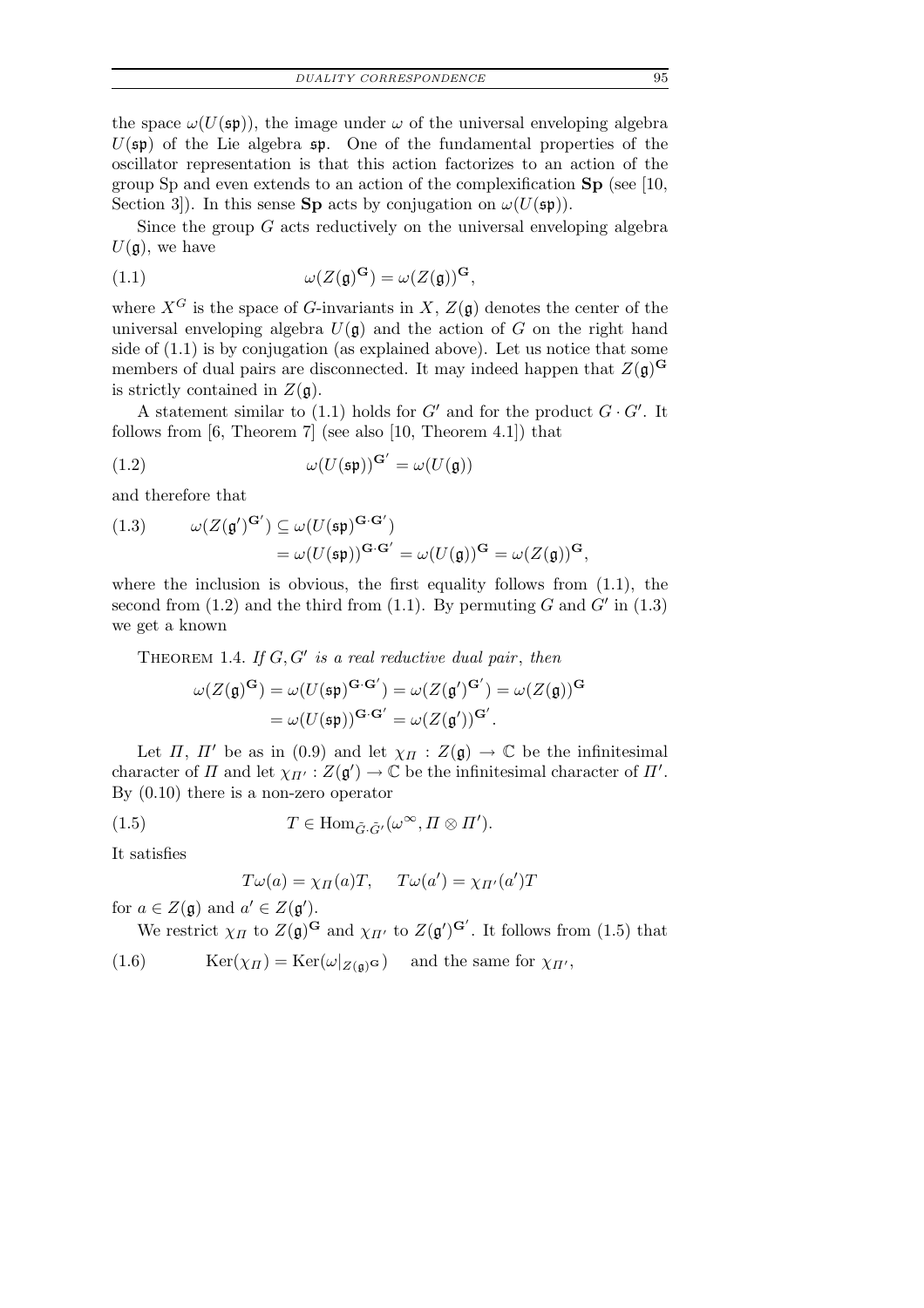the space $\omega(U(\mathfrak{sp}))$, the image under $\omega$ of the universal enveloping algebra $U(\mathfrak{sp})$ of the Lie algebra $\mathfrak{sp}$. One of the fundamental properties of the oscillator representation is that this action factorizes to an action of the group Sp and even extends to an action of the complexification $\mathbf{Sp}$ (see [10, Section 3]). In this sense $\mathbf{Sp}$ acts by conjugation on $\omega(U(\mathfrak{sp}))$.

Since the group $G$ acts reductively on the universal enveloping algebra $U(\mathfrak{g})$, we have

$$\omega(Z(\mathfrak{g})^{\mathbf{G}}) = \omega(Z(\mathfrak{g}))^{\mathbf{G}}, \tag{1.1}$$

where $X^G$ is the space of $G$-invariants in $X$, $Z(\mathfrak{g})$ denotes the center of the universal enveloping algebra $U(\mathfrak{g})$ and the action of $G$ on the right hand side of (1.1) is by conjugation (as explained above). Let us notice that some members of dual pairs are disconnected. It may indeed happen that $Z(\mathfrak{g})^{\mathbf{G}}$ is strictly contained in $Z(\mathfrak{g})$.

A statement similar to (1.1) holds for $G'$ and for the product $G \cdot G'$. It follows from [6, Theorem 7] (see also [10, Theorem 4.1]) that

$$\omega(U(\mathfrak{sp}))^{\mathbf{G}'} = \omega(U(\mathfrak{g})) \tag{1.2}$$

and therefore that

$$\begin{aligned} \omega(Z(\mathfrak{g}')^{\mathbf{G}'}) &\subseteq \omega(U(\mathfrak{sp})^{\mathbf{G}\cdot\mathbf{G}'}) \\ &= \omega(U(\mathfrak{sp}))^{\mathbf{G}\cdot\mathbf{G}'} = \omega(U(\mathfrak{g}))^{\mathbf{G}} = \omega(Z(\mathfrak{g}))^{\mathbf{G}}, \end{aligned} \tag{1.3}$$

where the inclusion is obvious, the first equality follows from (1.1), the second from (1.2) and the third from (1.1). By permuting $G$ and $G'$ in (1.3) we get a known

THEOREM 1.4. *If $G, G'$ is a real reductive dual pair, then*

$$\begin{aligned} \omega(Z(\mathfrak{g})^{\mathbf{G}}) &= \omega(U(\mathfrak{sp})^{\mathbf{G}\cdot\mathbf{G}'}) = \omega(Z(\mathfrak{g}')^{\mathbf{G}'}) = \omega(Z(\mathfrak{g}))^{\mathbf{G}} \\ &= \omega(U(\mathfrak{sp}))^{\mathbf{G}\cdot\mathbf{G}'} = \omega(Z(\mathfrak{g}'))^{\mathbf{G}'}. \end{aligned}$$

Let $\Pi$, $\Pi'$ be as in (0.9) and let $\chi_\Pi : Z(\mathfrak{g}) \to \mathbb{C}$ be the infinitesimal character of $\Pi$ and let $\chi_{\Pi'} : Z(\mathfrak{g}') \to \mathbb{C}$ be the infinitesimal character of $\Pi'$. By (0.10) there is a non-zero operator

$$T \in \mathrm{Hom}_{\tilde{G}\cdot\tilde{G}'}(\omega^\infty, \Pi \otimes \Pi'). \tag{1.5}$$

It satisfies

$$T\omega(a) = \chi_\Pi(a)T, \quad T\omega(a') = \chi_{\Pi'}(a')T$$

for $a \in Z(\mathfrak{g})$ and $a' \in Z(\mathfrak{g}')$.

We restrict $\chi_\Pi$ to $Z(\mathfrak{g})^{\mathbf{G}}$ and $\chi_{\Pi'}$ to $Z(\mathfrak{g}')^{\mathbf{G}'}$. It follows from (1.5) that

$$\mathrm{Ker}(\chi_\Pi) = \mathrm{Ker}(\omega|_{Z(\mathfrak{g})^{\mathbf{G}}}) \quad \text{and the same for } \chi_{\Pi'}, \tag{1.6}$$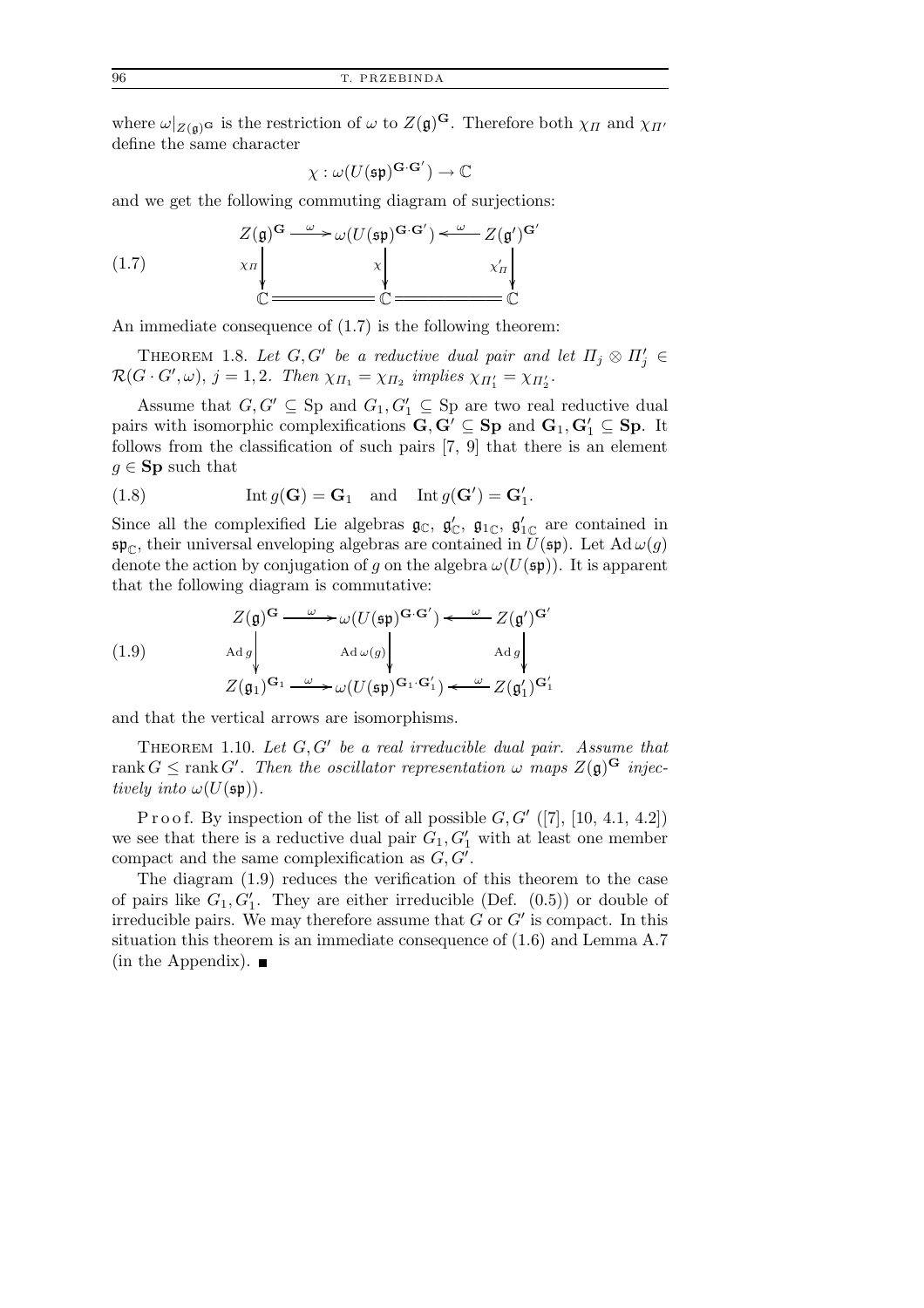where $\omega|_{Z(\mathfrak{g})^{\mathbf{G}}}$ is the restriction of $\omega$ to $Z(\mathfrak{g})^{\mathbf{G}}$. Therefore both $\chi_\Pi$ and $\chi_{\Pi'}$ define the same character

$$\chi : \omega(U(\mathfrak{sp})^{\mathbf{G}\cdot\mathbf{G}'}) \to \mathbb{C}$$

and we get the following commuting diagram of surjections:

$$\begin{array}{ccccc}
Z(\mathfrak{g})^{\mathbf{G}} & \xrightarrow{\ \omega\ } & \omega(U(\mathfrak{sp})^{\mathbf{G}\cdot\mathbf{G}'}) & \xleftarrow{\ \omega\ } & Z(\mathfrak{g}')^{\mathbf{G}'} \\
\downarrow{\scriptstyle \chi_\Pi} & & \downarrow{\scriptstyle \chi} & & \downarrow{\scriptstyle \chi'_\Pi} \\
\mathbb{C} & = & \mathbb{C} & = & \mathbb{C}
\end{array} \tag{1.7}$$

An immediate consequence of (1.7) is the following theorem:

THEOREM 1.8. *Let $G, G'$ be a reductive dual pair and let $\Pi_j \otimes \Pi'_j \in \mathcal{R}(G\cdot G', \omega)$, $j = 1, 2$. Then $\chi_{\Pi_1} = \chi_{\Pi_2}$ implies $\chi_{\Pi'_1} = \chi_{\Pi'_2}$.*

Assume that $G, G' \subseteq \mathrm{Sp}$ and $G_1, G'_1 \subseteq \mathrm{Sp}$ are two real reductive dual pairs with isomorphic complexifications $\mathbf{G}, \mathbf{G}' \subseteq \mathbf{Sp}$ and $\mathbf{G}_1, \mathbf{G}'_1 \subseteq \mathbf{Sp}$. It follows from the classification of such pairs [7, 9] that there is an element $g \in \mathbf{Sp}$ such that

$$\operatorname{Int} g(\mathbf{G}) = \mathbf{G}_1 \quad \text{and} \quad \operatorname{Int} g(\mathbf{G}') = \mathbf{G}'_1. \tag{1.8}$$

Since all the complexified Lie algebras $\mathfrak{g}_{\mathbb{C}}$, $\mathfrak{g}'_{\mathbb{C}}$, $\mathfrak{g}_{1\mathbb{C}}$, $\mathfrak{g}'_{1\mathbb{C}}$ are contained in $\mathfrak{sp}_{\mathbb{C}}$, their universal enveloping algebras are contained in $U(\mathfrak{sp})$. Let $\operatorname{Ad}\omega(g)$ denote the action by conjugation of $g$ on the algebra $\omega(U(\mathfrak{sp}))$. It is apparent that the following diagram is commutative:

$$\begin{array}{ccccc}
Z(\mathfrak{g})^{\mathbf{G}} & \xrightarrow{\ \omega\ } & \omega(U(\mathfrak{sp})^{\mathbf{G}\cdot\mathbf{G}'}) & \xleftarrow{\ \omega\ } & Z(\mathfrak{g}')^{\mathbf{G}'} \\
\downarrow{\scriptstyle \operatorname{Ad} g} & & \downarrow{\scriptstyle \operatorname{Ad}\omega(g)} & & \downarrow{\scriptstyle \operatorname{Ad} g} \\
Z(\mathfrak{g}_1)^{\mathbf{G}_1} & \xrightarrow{\ \omega\ } & \omega(U(\mathfrak{sp})^{\mathbf{G}_1\cdot\mathbf{G}'_1}) & \xleftarrow{\ \omega\ } & Z(\mathfrak{g}'_1)^{\mathbf{G}'_1}
\end{array} \tag{1.9}$$

and that the vertical arrows are isomorphisms.

THEOREM 1.10. *Let $G, G'$ be a real irreducible dual pair. Assume that $\operatorname{rank} G \le \operatorname{rank} G'$. Then the oscillator representation $\omega$ maps $Z(\mathfrak{g})^{\mathbf{G}}$ injectively into $\omega(U(\mathfrak{sp}))$.*

Proof. By inspection of the list of all possible $G, G'$ ([7], [10, 4.1, 4.2]) we see that there is a reductive dual pair $G_1, G'_1$ with at least one member compact and the same complexification as $G, G'$.

The diagram (1.9) reduces the verification of this theorem to the case of pairs like $G_1, G'_1$. They are either irreducible (Def. (0.5)) or double of irreducible pairs. We may therefore assume that $G$ or $G'$ is compact. In this situation this theorem is an immediate consequence of (1.6) and Lemma A.7 (in the Appendix). ∎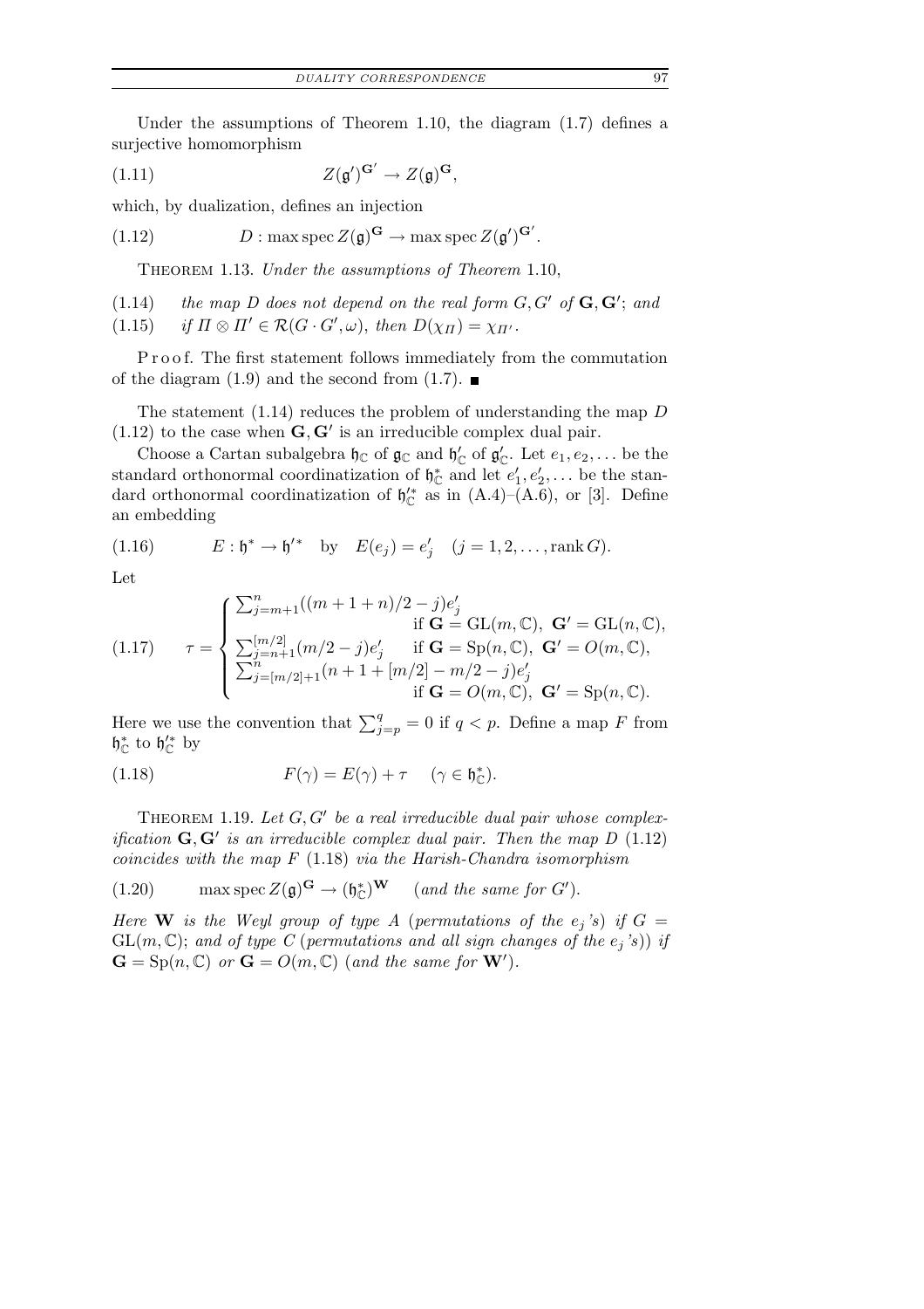Under the assumptions of Theorem 1.10, the diagram (1.7) defines a surjective homomorphism

$$Z(\mathfrak{g}')^{\mathbf{G}'} \to Z(\mathfrak{g})^{\mathbf{G}}, \tag{1.11}$$

which, by dualization, defines an injection

$$D : \max\operatorname{spec} Z(\mathfrak{g})^{\mathbf{G}} \to \max\operatorname{spec} Z(\mathfrak{g}')^{\mathbf{G}'}. \tag{1.12}$$

THEOREM 1.13. *Under the assumptions of Theorem* 1.10,

(1.14) *the map $D$ does not depend on the real form $G, G'$ of $\mathbf{G}, \mathbf{G}'$; and*

(1.15) *if $\Pi \otimes \Pi' \in \mathcal{R}(G \cdot G', \omega)$, then $D(\chi_\Pi) = \chi_{\Pi'}$.*

Proof. The first statement follows immediately from the commutation of the diagram (1.9) and the second from (1.7). ∎

The statement (1.14) reduces the problem of understanding the map $D$ (1.12) to the case when $\mathbf{G}, \mathbf{G}'$ is an irreducible complex dual pair.

Choose a Cartan subalgebra $\mathfrak{h}_{\mathbb{C}}$ of $\mathfrak{g}_{\mathbb{C}}$ and $\mathfrak{h}'_{\mathbb{C}}$ of $\mathfrak{g}'_{\mathbb{C}}$. Let $e_1, e_2, \ldots$ be the standard orthonormal coordinatization of $\mathfrak{h}^*_{\mathbb{C}}$ and let $e'_1, e'_2, \ldots$ be the standard orthonormal coordinatization of $\mathfrak{h}'^*_{\mathbb{C}}$ as in (A.4)–(A.6), or [3]. Define an embedding

$$E : \mathfrak{h}^* \to \mathfrak{h}'^* \quad \text{by} \quad E(e_j) = e'_j \quad (j = 1, 2, \ldots, \operatorname{rank} G). \tag{1.16}$$

Let

$$\tau = \begin{cases} \sum_{j=m+1}^{n} ((m+1+n)/2 - j) e'_j & \text{if } \mathbf{G} = \mathrm{GL}(m, \mathbb{C}),\ \mathbf{G}' = \mathrm{GL}(n, \mathbb{C}), \\ \sum_{j=n+1}^{[m/2]} (m/2 - j) e'_j & \text{if } \mathbf{G} = \mathrm{Sp}(n, \mathbb{C}),\ \mathbf{G}' = O(m, \mathbb{C}), \\ \sum_{j=[m/2]+1}^{n} (n + 1 + [m/2] - m/2 - j) e'_j & \text{if } \mathbf{G} = O(m, \mathbb{C}),\ \mathbf{G}' = \mathrm{Sp}(n, \mathbb{C}). \end{cases} \tag{1.17}$$

Here we use the convention that $\sum_{j=p}^{q} = 0$ if $q < p$. Define a map $F$ from $\mathfrak{h}^*_{\mathbb{C}}$ to $\mathfrak{h}'^*_{\mathbb{C}}$ by

$$F(\gamma) = E(\gamma) + \tau \qquad (\gamma \in \mathfrak{h}^*_{\mathbb{C}}). \tag{1.18}$$

THEOREM 1.19. *Let $G, G'$ be a real irreducible dual pair whose complexification $\mathbf{G}, \mathbf{G}'$ is an irreducible complex dual pair. Then the map $D$* (1.12) *coincides with the map $F$* (1.18) *via the Harish-Chandra isomorphism*

$$\max\operatorname{spec} Z(\mathfrak{g})^{\mathbf{G}} \to (\mathfrak{h}^*_{\mathbb{C}})^{\mathbf{W}} \quad (\textit{and the same for } G'). \tag{1.20}$$

*Here $\mathbf{W}$ is the Weyl group of type $A$ (permutations of the $e_j$'s) if $G = \mathrm{GL}(m, \mathbb{C})$; and of type $C$ (permutations and all sign changes of the $e_j$'s)) if $\mathbf{G} = \mathrm{Sp}(n, \mathbb{C})$ or $\mathbf{G} = O(m, \mathbb{C})$ (and the same for $\mathbf{W}'$).*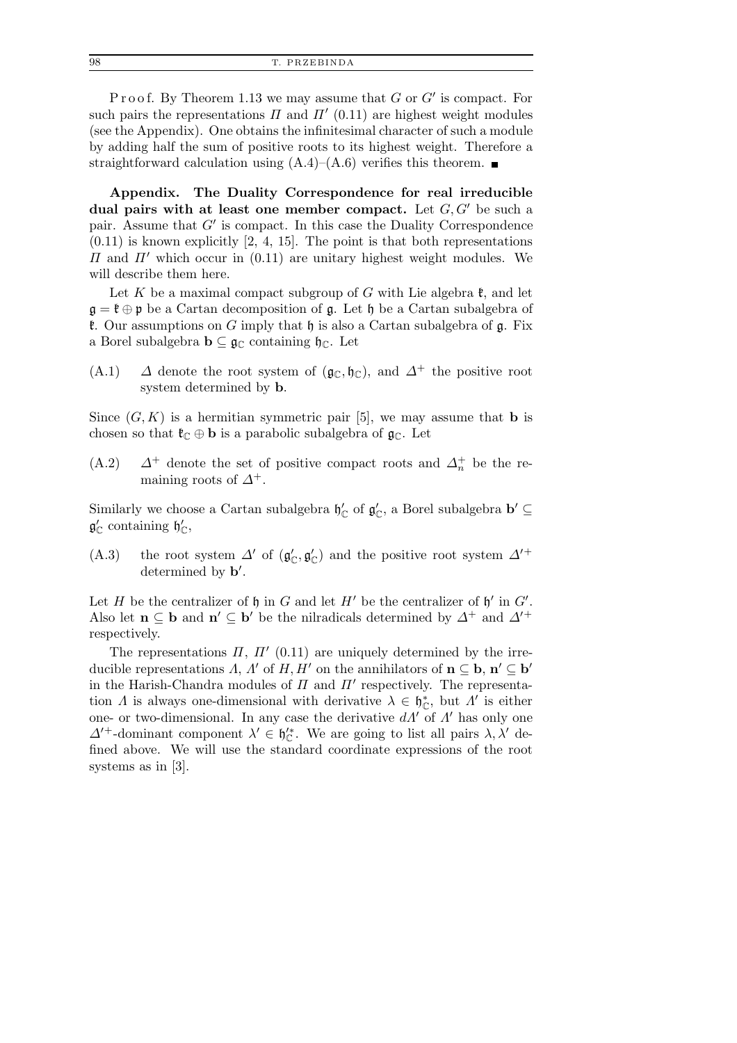Proof. By Theorem 1.13 we may assume that $G$ or $G'$ is compact. For such pairs the representations $\Pi$ and $\Pi'$ (0.11) are highest weight modules (see the Appendix). One obtains the infinitesimal character of such a module by adding half the sum of positive roots to its highest weight. Therefore a straightforward calculation using (A.4)–(A.6) verifies this theorem. ∎

**Appendix. The Duality Correspondence for real irreducible dual pairs with at least one member compact.** Let $G, G'$ be such a pair. Assume that $G'$ is compact. In this case the Duality Correspondence (0.11) is known explicitly [2, 4, 15]. The point is that both representations $\Pi$ and $\Pi'$ which occur in (0.11) are unitary highest weight modules. We will describe them here.

Let $K$ be a maximal compact subgroup of $G$ with Lie algebra $\mathfrak{k}$, and let $\mathfrak{g} = \mathfrak{k} \oplus \mathfrak{p}$ be a Cartan decomposition of $\mathfrak{g}$. Let $\mathfrak{h}$ be a Cartan subalgebra of $\mathfrak{k}$. Our assumptions on $G$ imply that $\mathfrak{h}$ is also a Cartan subalgebra of $\mathfrak{g}$. Fix a Borel subalgebra $\mathbf{b} \subseteq \mathfrak{g}_{\mathbb{C}}$ containing $\mathfrak{h}_{\mathbb{C}}$. Let

(A.1) $\Delta$ denote the root system of $(\mathfrak{g}_{\mathbb{C}}, \mathfrak{h}_{\mathbb{C}})$, and $\Delta^+$ the positive root system determined by $\mathbf{b}$.

Since $(G, K)$ is a hermitian symmetric pair [5], we may assume that $\mathbf{b}$ is chosen so that $\mathfrak{k}_{\mathbb{C}} \oplus \mathbf{b}$ is a parabolic subalgebra of $\mathfrak{g}_{\mathbb{C}}$. Let

(A.2) $\Delta^+$ denote the set of positive compact roots and $\Delta_n^+$ be the remaining roots of $\Delta^+$.

Similarly we choose a Cartan subalgebra $\mathfrak{h}'_{\mathbb{C}}$ of $\mathfrak{g}'_{\mathbb{C}}$, a Borel subalgebra $\mathbf{b}' \subseteq \mathfrak{g}'_{\mathbb{C}}$ containing $\mathfrak{h}'_{\mathbb{C}}$,

(A.3) the root system $\Delta'$ of $(\mathfrak{g}'_{\mathbb{C}}, \mathfrak{g}'_{\mathbb{C}})$ and the positive root system $\Delta'^+$ determined by $\mathbf{b}'$.

Let $H$ be the centralizer of $\mathfrak{h}$ in $G$ and let $H'$ be the centralizer of $\mathfrak{h}'$ in $G'$. Also let $\mathbf{n} \subseteq \mathbf{b}$ and $\mathbf{n}' \subseteq \mathbf{b}'$ be the nilradicals determined by $\Delta^+$ and $\Delta'^+$ respectively.

The representations $\Pi$, $\Pi'$ (0.11) are uniquely determined by the irreducible representations $\Lambda$, $\Lambda'$ of $H, H'$ on the annihilators of $\mathbf{n} \subseteq \mathbf{b}$, $\mathbf{n}' \subseteq \mathbf{b}'$ in the Harish-Chandra modules of $\Pi$ and $\Pi'$ respectively. The representation $\Lambda$ is always one-dimensional with derivative $\lambda \in \mathfrak{h}_{\mathbb{C}}^*$, but $\Lambda'$ is either one- or two-dimensional. In any case the derivative $d\Lambda'$ of $\Lambda'$ has only one $\Delta'^+$-dominant component $\lambda' \in \mathfrak{h}'^*_{\mathbb{C}}$. We are going to list all pairs $\lambda, \lambda'$ defined above. We will use the standard coordinate expressions of the root systems as in [3].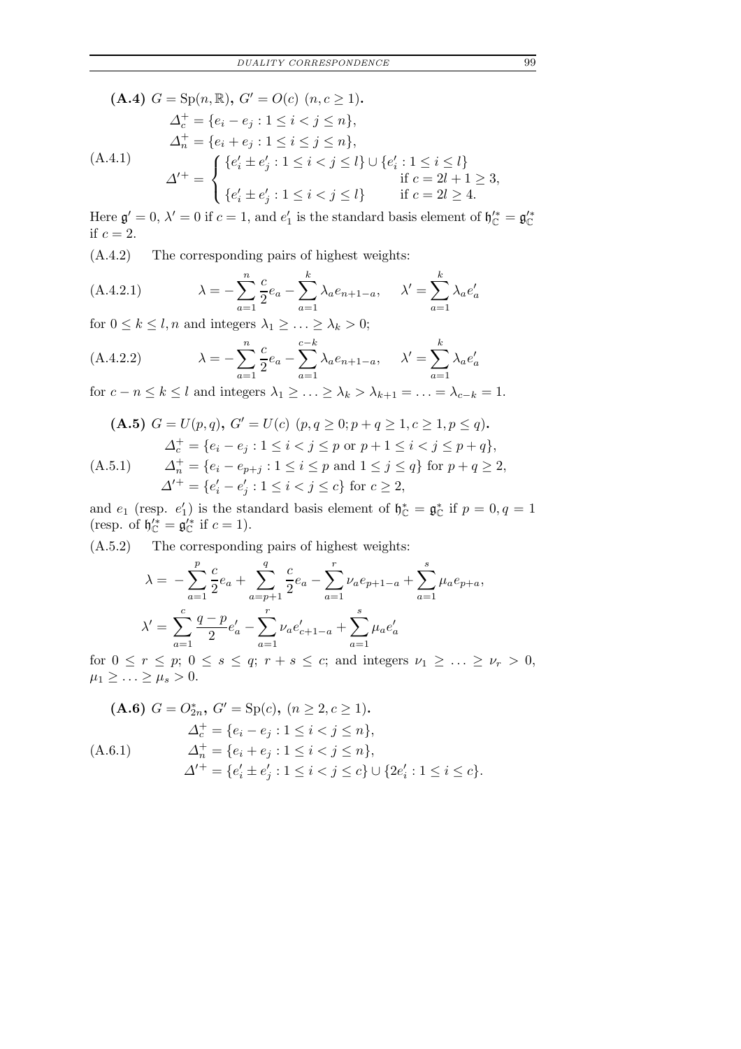**(A.4)** $G = \mathrm{Sp}(n,\mathbb{R})$**,** $G' = O(c)$ $(n, c \geq 1)$**.**

$$
\text{(A.4.1)} \qquad
\begin{aligned}
&\Delta_c^+ = \{e_i - e_j : 1 \leq i < j \leq n\},\\
&\Delta_n^+ = \{e_i + e_j : 1 \leq i \leq j \leq n\},\\
&\Delta'^+ = \begin{cases} \{e'_i \pm e'_j : 1 \leq i < j \leq l\} \cup \{e'_i : 1 \leq i \leq l\} & \text{if } c = 2l+1 \geq 3,\\ \{e'_i \pm e'_j : 1 \leq i < j \leq l\} & \text{if } c = 2l \geq 4. \end{cases}
\end{aligned}
$$

Here $\mathfrak{g}' = 0$, $\lambda' = 0$ if $c = 1$, and $e'_1$ is the standard basis element of $\mathfrak{h}'^*_{\mathbb{C}} = \mathfrak{g}'^*_{\mathbb{C}}$ if $c = 2$.

(A.4.2) The corresponding pairs of highest weights:

$$
\text{(A.4.2.1)} \qquad \lambda = -\sum_{a=1}^{n} \frac{c}{2} e_a - \sum_{a=1}^{k} \lambda_a e_{n+1-a}, \quad \lambda' = \sum_{a=1}^{k} \lambda_a e'_a
$$

for $0 \leq k \leq l, n$ and integers $\lambda_1 \geq \ldots \geq \lambda_k > 0$;

$$
\text{(A.4.2.2)} \qquad \lambda = -\sum_{a=1}^{n} \frac{c}{2} e_a - \sum_{a=1}^{c-k} \lambda_a e_{n+1-a}, \quad \lambda' = \sum_{a=1}^{k} \lambda_a e'_a
$$

for $c - n \leq k \leq l$ and integers $\lambda_1 \geq \ldots \geq \lambda_k > \lambda_{k+1} = \ldots = \lambda_{c-k} = 1$.

**(A.5)** $G = U(p,q)$**,** $G' = U(c)$ $(p, q \geq 0; p+q \geq 1, c \geq 1, p \leq q)$**.**

$$
\text{(A.5.1)} \qquad
\begin{aligned}
&\Delta_c^+ = \{e_i - e_j : 1 \leq i < j \leq p \text{ or } p+1 \leq i < j \leq p+q\},\\
&\Delta_n^+ = \{e_i - e_{p+j} : 1 \leq i \leq p \text{ and } 1 \leq j \leq q\} \text{ for } p+q \geq 2,\\
&\Delta'^+ = \{e'_i - e'_j : 1 \leq i < j \leq c\} \text{ for } c \geq 2,
\end{aligned}
$$

and $e_1$ (resp. $e'_1$) is the standard basis element of $\mathfrak{h}^*_{\mathbb{C}} = \mathfrak{g}^*_{\mathbb{C}}$ if $p = 0, q = 1$ (resp. of $\mathfrak{h}'^*_{\mathbb{C}} = \mathfrak{g}'^*_{\mathbb{C}}$ if $c = 1$).

(A.5.2) The corresponding pairs of highest weights:

$$
\begin{aligned}
\lambda &= -\sum_{a=1}^{p} \frac{c}{2} e_a + \sum_{a=p+1}^{q} \frac{c}{2} e_a - \sum_{a=1}^{r} \nu_a e_{p+1-a} + \sum_{a=1}^{s} \mu_a e_{p+a},\\
\lambda' &= \sum_{a=1}^{c} \frac{q-p}{2} e'_a - \sum_{a=1}^{r} \nu_a e'_{c+1-a} + \sum_{a=1}^{s} \mu_a e'_a
\end{aligned}
$$

for $0 \leq r \leq p$; $0 \leq s \leq q$; $r + s \leq c$; and integers $\nu_1 \geq \ldots \geq \nu_r > 0$, $\mu_1 \geq \ldots \geq \mu_s > 0$.

**(A.6)** $G = O^*_{2n}$**,** $G' = \mathrm{Sp}(c)$**,** $(n \geq 2, c \geq 1)$**.**

$$
\text{(A.6.1)} \qquad
\begin{aligned}
&\Delta_c^+ = \{e_i - e_j : 1 \leq i < j \leq n\},\\
&\Delta_n^+ = \{e_i + e_j : 1 \leq i < j \leq n\},\\
&\Delta'^+ = \{e'_i \pm e'_j : 1 \leq i < j \leq c\} \cup \{2e'_i : 1 \leq i \leq c\}.
\end{aligned}
$$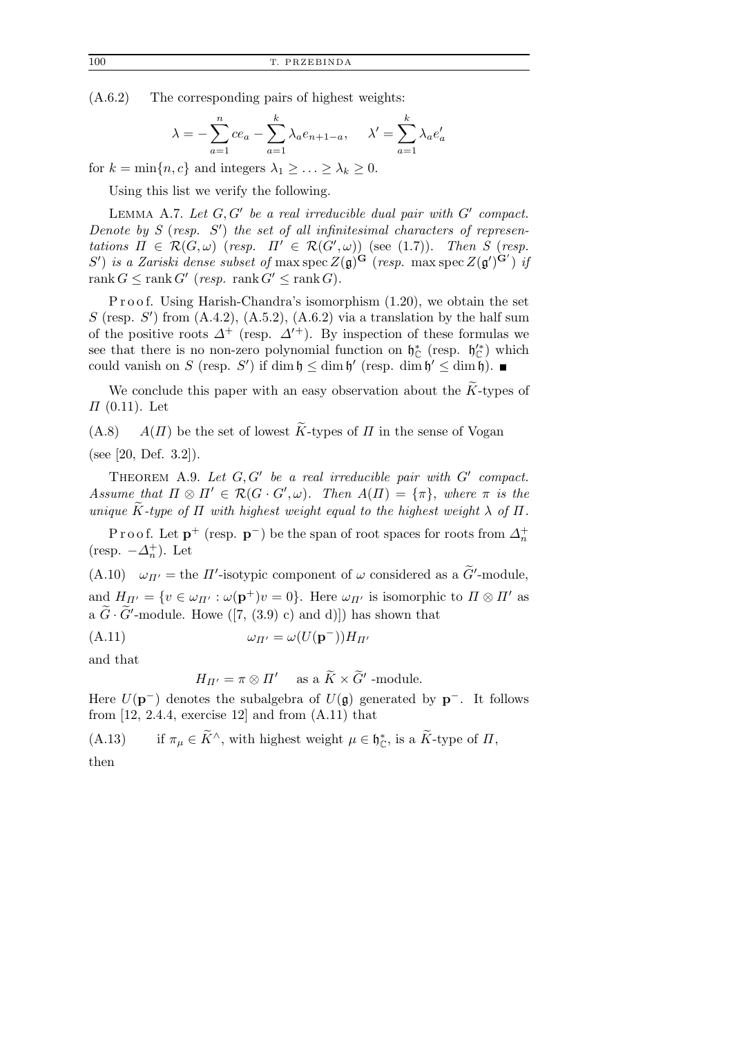(A.6.2) The corresponding pairs of highest weights:

$$\lambda = -\sum_{a=1}^{n} ce_a - \sum_{a=1}^{k} \lambda_a e_{n+1-a}, \qquad \lambda' = \sum_{a=1}^{k} \lambda_a e'_a$$

for $k = \min\{n, c\}$ and integers $\lambda_1 \geq \ldots \geq \lambda_k \geq 0$.

Using this list we verify the following.

LEMMA A.7. *Let $G, G'$ be a real irreducible dual pair with $G'$ compact. Denote by $S$ (resp. $S'$) the set of all infinitesimal characters of representations $\Pi \in \mathcal{R}(G, \omega)$ (resp. $\Pi' \in \mathcal{R}(G', \omega)$) (see (1.7)). Then $S$ (resp. $S'$) is a Zariski dense subset of $\max\operatorname{spec} Z(\mathfrak{g})^{\mathbf{G}}$ (resp. $\max\operatorname{spec} Z(\mathfrak{g}')^{\mathbf{G}'}$) if $\operatorname{rank} G \leq \operatorname{rank} G'$ (resp. $\operatorname{rank} G' \leq \operatorname{rank} G$).*

Proof. Using Harish-Chandra's isomorphism (1.20), we obtain the set $S$ (resp. $S'$) from (A.4.2), (A.5.2), (A.6.2) via a translation by the half sum of the positive roots $\Delta^+$ (resp. $\Delta'^+$). By inspection of these formulas we see that there is no non-zero polynomial function on $\mathfrak{h}^*_{\mathbb{C}}$ (resp. $\mathfrak{h}'^*_{\mathbb{C}}$) which could vanish on $S$ (resp. $S'$) if $\dim \mathfrak{h} \leq \dim \mathfrak{h}'$ (resp. $\dim \mathfrak{h}' \leq \dim \mathfrak{h}$). ■

We conclude this paper with an easy observation about the $\widetilde{K}$-types of $\Pi$ (0.11). Let

(A.8) $A(\Pi)$ be the set of lowest $\widetilde{K}$-types of $\Pi$ in the sense of Vogan

(see [20, Def. 3.2]).

THEOREM A.9. *Let $G, G'$ be a real irreducible pair with $G'$ compact. Assume that $\Pi \otimes \Pi' \in \mathcal{R}(G \cdot G', \omega)$. Then $A(\Pi) = \{\pi\}$, where $\pi$ is the unique $\widetilde{K}$-type of $\Pi$ with highest weight equal to the highest weight $\lambda$ of $\Pi$.*

Proof. Let $\mathbf{p}^+$ (resp. $\mathbf{p}^-$) be the span of root spaces for roots from $\Delta_n^+$ (resp. $-\Delta_n^+$). Let

(A.10) $\omega_{\Pi'} =$ the $\Pi'$-isotypic component of $\omega$ considered as a $\widetilde{G}'$-module,

and $H_{\Pi'} = \{v \in \omega_{\Pi'} : \omega(\mathbf{p}^+)v = 0\}$. Here $\omega_{\Pi'}$ is isomorphic to $\Pi \otimes \Pi'$ as a $\widetilde{G} \cdot \widetilde{G}'$-module. Howe ([7, (3.9) c) and d)]) has shown that

$$\omega_{\Pi'} = \omega(U(\mathbf{p}^-))H_{\Pi'} \tag{A.11}$$

and that

$$H_{\Pi'} = \pi \otimes \Pi' \quad \text{ as a } \widetilde{K} \times \widetilde{G}' \text{-module.}$$

Here $U(\mathbf{p}^-)$ denotes the subalgebra of $U(\mathfrak{g})$ generated by $\mathbf{p}^-$. It follows from [12, 2.4.4, exercise 12] and from (A.11) that

(A.13) if $\pi_\mu \in \widetilde{K}^\wedge$, with highest weight $\mu \in \mathfrak{h}^*_{\mathbb{C}}$, is a $\widetilde{K}$-type of $\Pi$,

then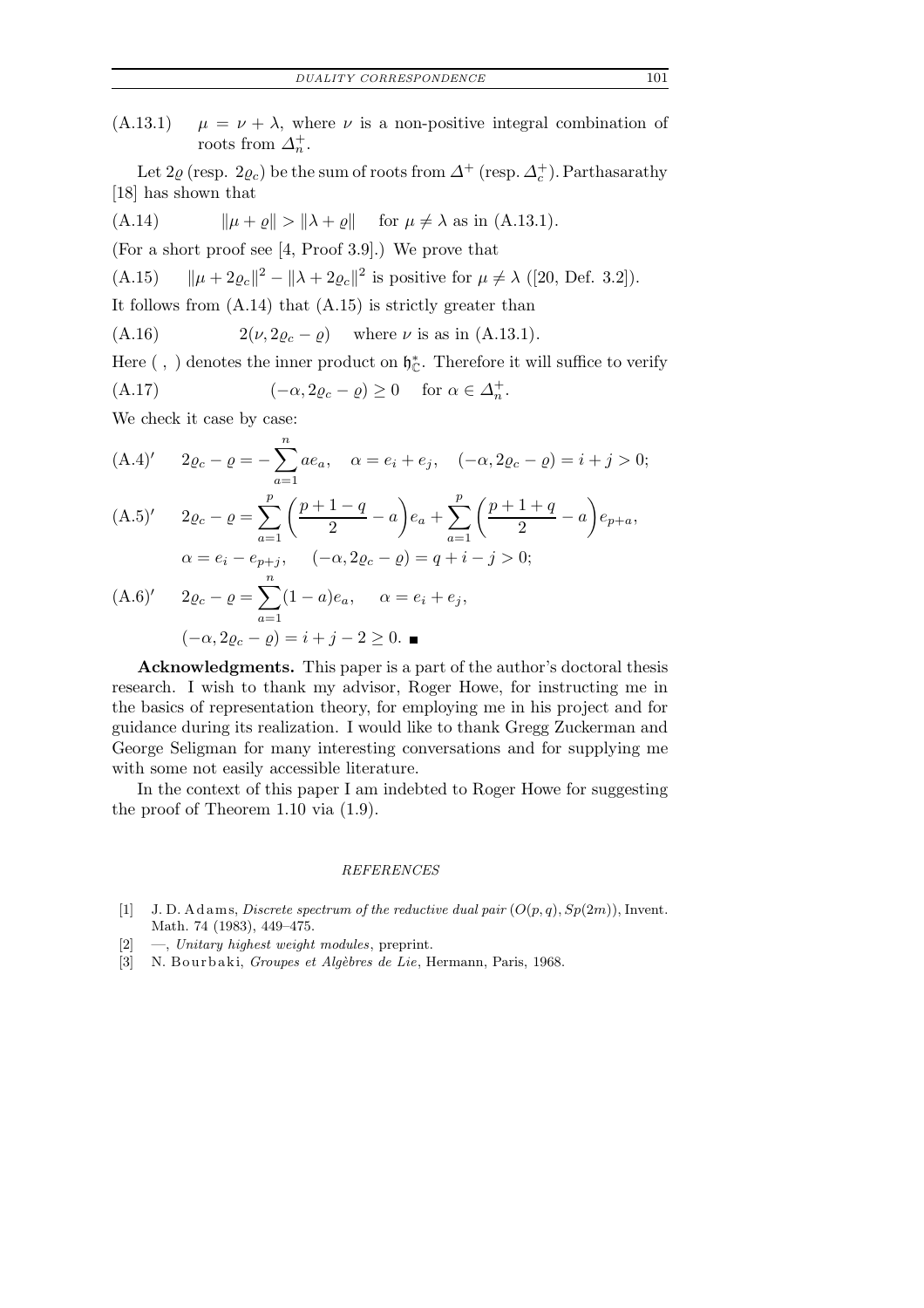(A.13.1) $\quad \mu = \nu + \lambda$, where $\nu$ is a non-positive integral combination of roots from $\Delta_n^+$.

Let $2\varrho$ (resp. $2\varrho_c$) be the sum of roots from $\Delta^+$ (resp. $\Delta_c^+$). Parthasarathy [18] has shown that

(A.14) $$\|\mu + \varrho\| > \|\lambda + \varrho\| \quad \text{for } \mu \neq \lambda \text{ as in (A.13.1)}.$$

(For a short proof see [4, Proof 3.9].) We prove that

(A.15) $\quad \|\mu + 2\varrho_c\|^2 - \|\lambda + 2\varrho_c\|^2$ is positive for $\mu \neq \lambda$ ([20, Def. 3.2]).

It follows from (A.14) that (A.15) is strictly greater than

(A.16) $$2(\nu, 2\varrho_c - \varrho) \quad \text{where } \nu \text{ is as in (A.13.1)}.$$

Here ( , ) denotes the inner product on $\mathfrak{h}_{\mathbb{C}}^*$. Therefore it will suffice to verify

(A.17) $$(-\alpha, 2\varrho_c - \varrho) \geq 0 \quad \text{for } \alpha \in \Delta_n^+.$$

We check it case by case:

(A.4)$'$ $$2\varrho_c - \varrho = -\sum_{a=1}^{n} a e_a, \quad \alpha = e_i + e_j, \quad (-\alpha, 2\varrho_c - \varrho) = i + j > 0;$$

(A.5)$'$ $$2\varrho_c - \varrho = \sum_{a=1}^{p} \left(\frac{p+1-q}{2} - a\right) e_a + \sum_{a=1}^{p} \left(\frac{p+1+q}{2} - a\right) e_{p+a},$$
$$\alpha = e_i - e_{p+j}, \quad (-\alpha, 2\varrho_c - \varrho) = q + i - j > 0;$$

(A.6)$'$ $$2\varrho_c - \varrho = \sum_{a=1}^{n} (1-a) e_a, \quad \alpha = e_i + e_j,$$
$$(-\alpha, 2\varrho_c - \varrho) = i + j - 2 \geq 0. \ \blacksquare$$

**Acknowledgments.** This paper is a part of the author's doctoral thesis research. I wish to thank my advisor, Roger Howe, for instructing me in the basics of representation theory, for employing me in his project and for guidance during its realization. I would like to thank Gregg Zuckerman and George Seligman for many interesting conversations and for supplying me with some not easily accessible literature.

In the context of this paper I am indebted to Roger Howe for suggesting the proof of Theorem 1.10 via (1.9).

## REFERENCES

[1] J. D. Adams, *Discrete spectrum of the reductive dual pair $(O(p,q), Sp(2m))$*, Invent. Math. 74 (1983), 449–475.

[2] —, *Unitary highest weight modules*, preprint.

[3] N. Bourbaki, *Groupes et Algèbres de Lie*, Hermann, Paris, 1968.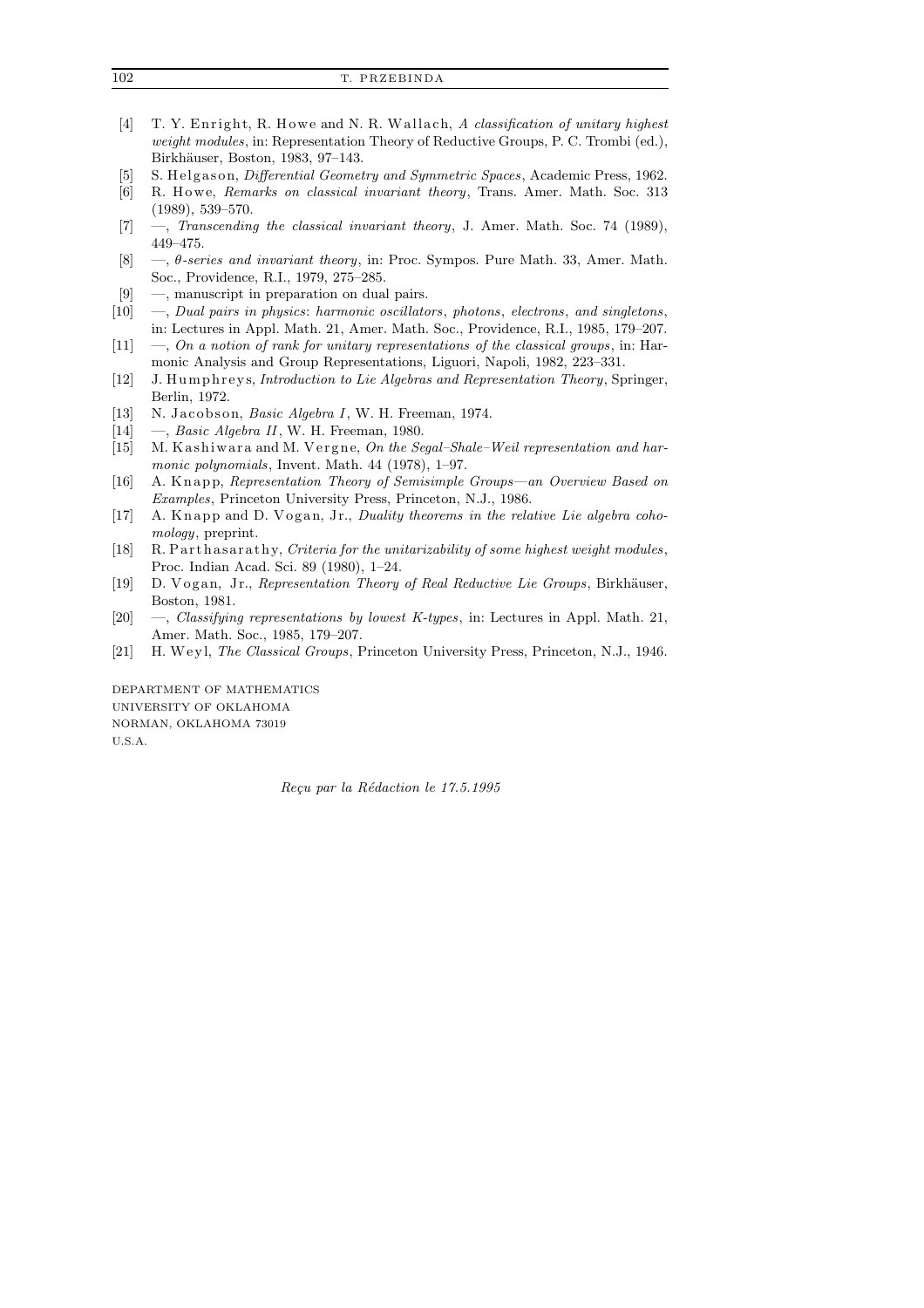- [4] T. Y. Enright, R. Howe and N. R. Wallach, *A classification of unitary highest weight modules*, in: Representation Theory of Reductive Groups, P. C. Trombi (ed.), Birkhäuser, Boston, 1983, 97–143.
- [5] S. Helgason, *Differential Geometry and Symmetric Spaces*, Academic Press, 1962.
- [6] R. Howe, *Remarks on classical invariant theory*, Trans. Amer. Math. Soc. 313 (1989), 539–570.
- [7] —, *Transcending the classical invariant theory*, J. Amer. Math. Soc. 74 (1989), 449–475.
- [8] —, *θ-series and invariant theory*, in: Proc. Sympos. Pure Math. 33, Amer. Math. Soc., Providence, R.I., 1979, 275–285.
- [9] —, manuscript in preparation on dual pairs.
- [10] —, *Dual pairs in physics: harmonic oscillators, photons, electrons, and singletons*, in: Lectures in Appl. Math. 21, Amer. Math. Soc., Providence, R.I., 1985, 179–207.
- [11] —, *On a notion of rank for unitary representations of the classical groups*, in: Harmonic Analysis and Group Representations, Liguori, Napoli, 1982, 223–331.
- [12] J. Humphreys, *Introduction to Lie Algebras and Representation Theory*, Springer, Berlin, 1972.
- [13] N. Jacobson, *Basic Algebra I*, W. H. Freeman, 1974.
- [14] —, *Basic Algebra II*, W. H. Freeman, 1980.
- [15] M. Kashiwara and M. Vergne, *On the Segal–Shale–Weil representation and harmonic polynomials*, Invent. Math. 44 (1978), 1–97.
- [16] A. Knapp, *Representation Theory of Semisimple Groups—an Overview Based on Examples*, Princeton University Press, Princeton, N.J., 1986.
- [17] A. Knapp and D. Vogan, Jr., *Duality theorems in the relative Lie algebra cohomology*, preprint.
- [18] R. Parthasarathy, *Criteria for the unitarizability of some highest weight modules*, Proc. Indian Acad. Sci. 89 (1980), 1–24.
- [19] D. Vogan, Jr., *Representation Theory of Real Reductive Lie Groups*, Birkhäuser, Boston, 1981.
- [20] —, *Classifying representations by lowest K-types*, in: Lectures in Appl. Math. 21, Amer. Math. Soc., 1985, 179–207.
- [21] H. Weyl, *The Classical Groups*, Princeton University Press, Princeton, N.J., 1946.

DEPARTMENT OF MATHEMATICS
UNIVERSITY OF OKLAHOMA
NORMAN, OKLAHOMA 73019
U.S.A.

*Reçu par la Rédaction le 17.5.1995*